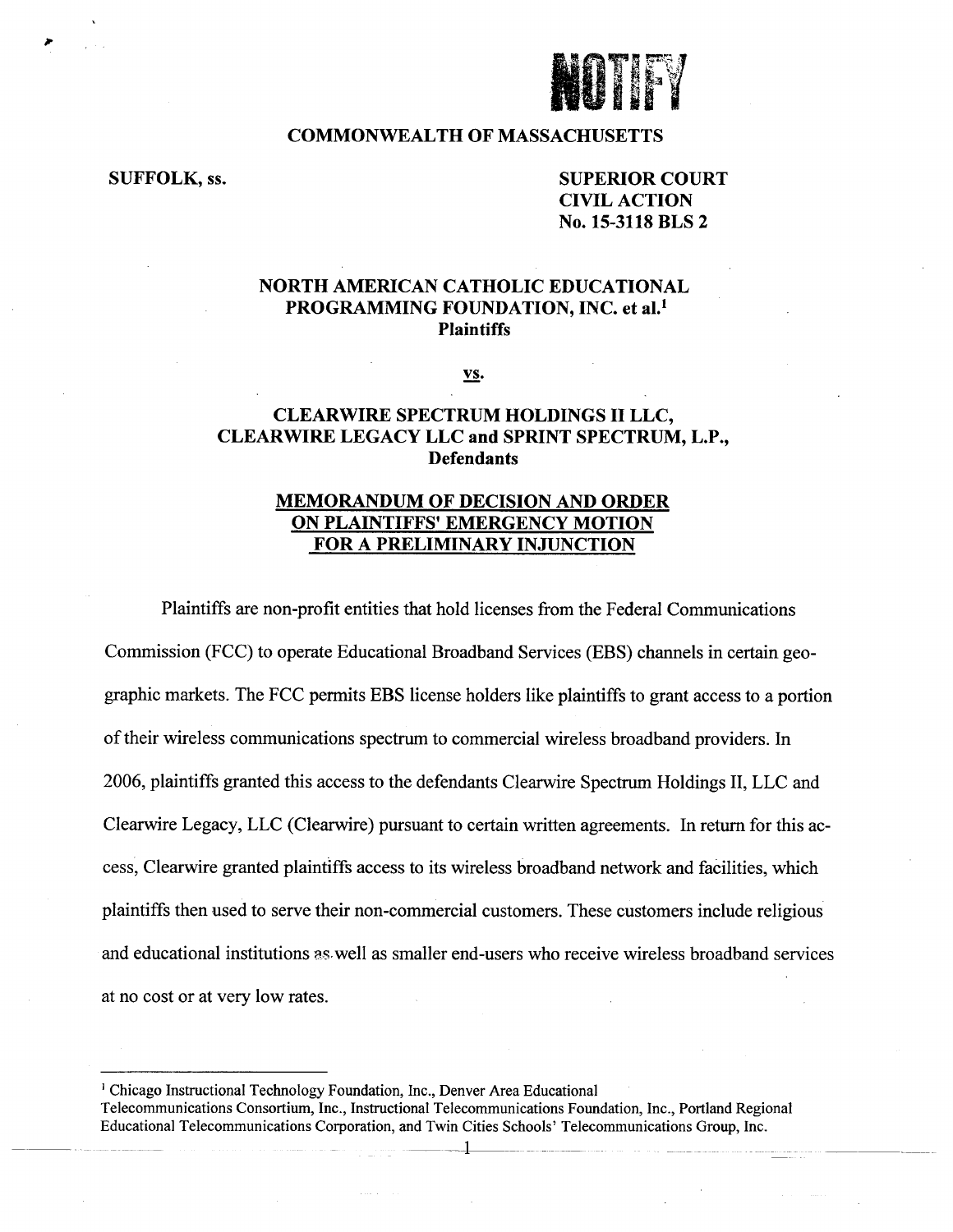NOTIFY

**COMMONWEALTH OF MASSACHUSETTS**

**SUFFOLK, ss.**

**SUPERIOR COURT**
**CIVIL ACTION**
**No. 15-3118 BLS 2**

**NORTH AMERICAN CATHOLIC EDUCATIONAL PROGRAMMING FOUNDATION, INC. et al.[1]**
**Plaintiffs**

**vs.**

**CLEARWIRE SPECTRUM HOLDINGS II LLC, CLEARWIRE LEGACY LLC and SPRINT SPECTRUM, L.P.,**
**Defendants**

**MEMORANDUM OF DECISION AND ORDER ON PLAINTIFFS' EMERGENCY MOTION FOR A PRELIMINARY INJUNCTION**

Plaintiffs are non-profit entities that hold licenses from the Federal Communications Commission (FCC) to operate Educational Broadband Services (EBS) channels in certain geographic markets. The FCC permits EBS license holders like plaintiffs to grant access to a portion of their wireless communications spectrum to commercial wireless broadband providers. In 2006, plaintiffs granted this access to the defendants Clearwire Spectrum Holdings II, LLC and Clearwire Legacy, LLC (Clearwire) pursuant to certain written agreements. In return for this access, Clearwire granted plaintiffs access to its wireless broadband network and facilities, which plaintiffs then used to serve their non-commercial customers. These customers include religious and educational institutions as well as smaller end-users who receive wireless broadband services at no cost or at very low rates.

---

[1] Chicago Instructional Technology Foundation, Inc., Denver Area Educational Telecommunications Consortium, Inc., Instructional Telecommunications Foundation, Inc., Portland Regional Educational Telecommunications Corporation, and Twin Cities Schools' Telecommunications Group, Inc.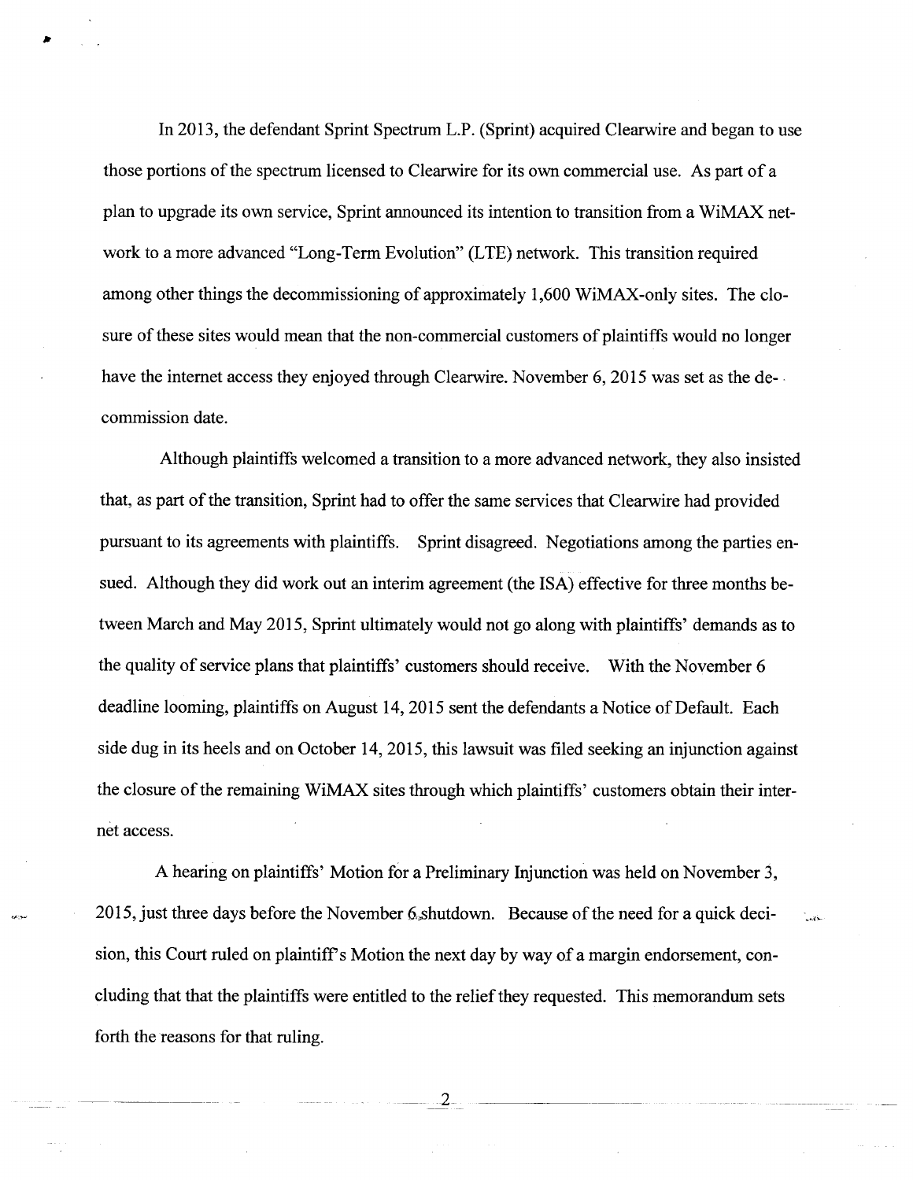In 2013, the defendant Sprint Spectrum L.P. (Sprint) acquired Clearwire and began to use those portions of the spectrum licensed to Clearwire for its own commercial use. As part of a plan to upgrade its own service, Sprint announced its intention to transition from a WiMAX network to a more advanced "Long-Term Evolution" (LTE) network. This transition required among other things the decommissioning of approximately 1,600 WiMAX-only sites. The closure of these sites would mean that the non-commercial customers of plaintiffs would no longer have the internet access they enjoyed through Clearwire. November 6, 2015 was set as the decommission date.

Although plaintiffs welcomed a transition to a more advanced network, they also insisted that, as part of the transition, Sprint had to offer the same services that Clearwire had provided pursuant to its agreements with plaintiffs. Sprint disagreed. Negotiations among the parties ensued. Although they did work out an interim agreement (the ISA) effective for three months between March and May 2015, Sprint ultimately would not go along with plaintiffs' demands as to the quality of service plans that plaintiffs' customers should receive. With the November 6 deadline looming, plaintiffs on August 14, 2015 sent the defendants a Notice of Default. Each side dug in its heels and on October 14, 2015, this lawsuit was filed seeking an injunction against the closure of the remaining WiMAX sites through which plaintiffs' customers obtain their internet access.

A hearing on plaintiffs' Motion for a Preliminary Injunction was held on November 3, 2015, just three days before the November 6 shutdown. Because of the need for a quick decision, this Court ruled on plaintiff's Motion the next day by way of a margin endorsement, concluding that that the plaintiffs were entitled to the relief they requested. This memorandum sets forth the reasons for that ruling.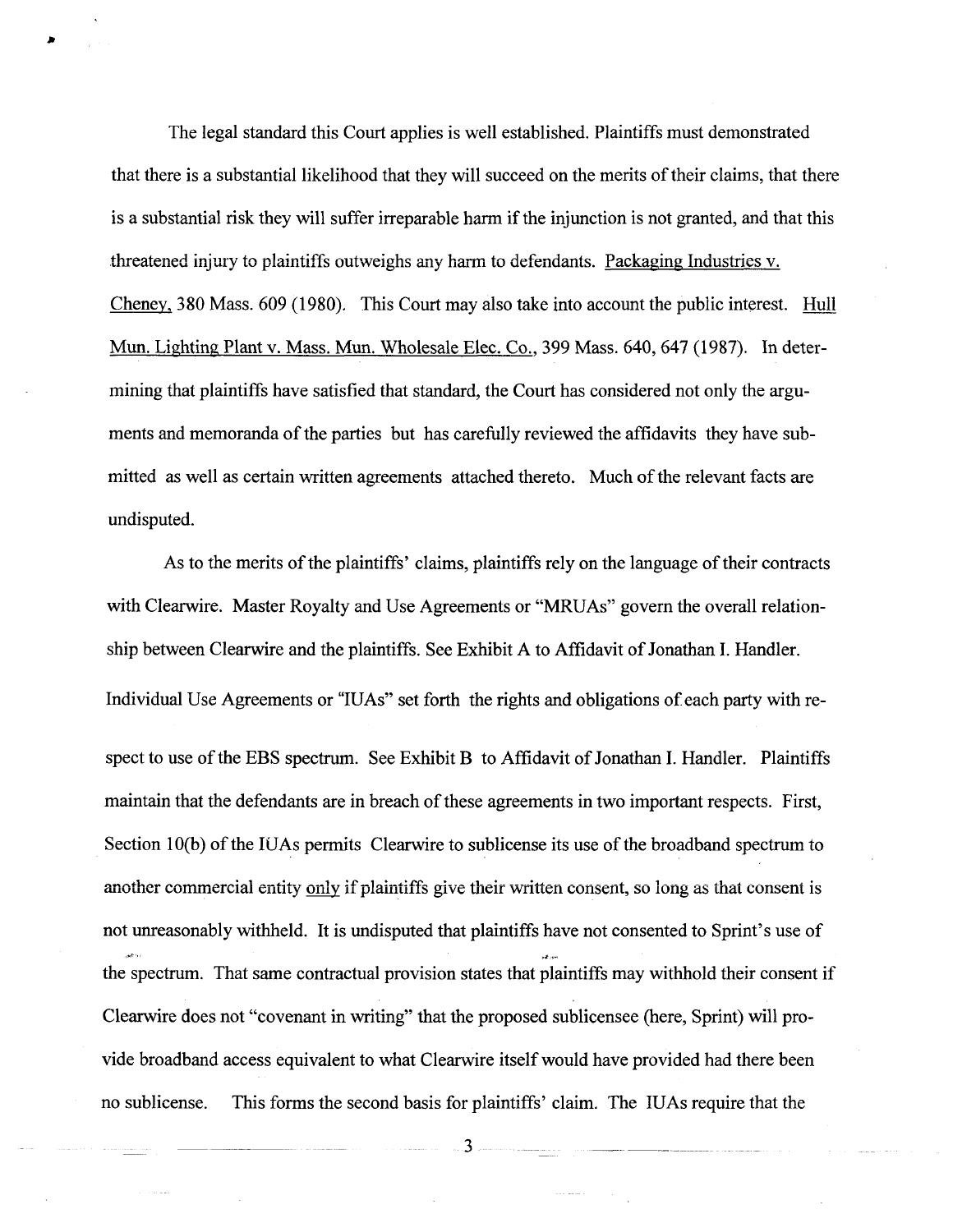The legal standard this Court applies is well established. Plaintiffs must demonstrated that there is a substantial likelihood that they will succeed on the merits of their claims, that there is a substantial risk they will suffer irreparable harm if the injunction is not granted, and that this threatened injury to plaintiffs outweighs any harm to defendants. Packaging Industries v. Cheney, 380 Mass. 609 (1980). This Court may also take into account the public interest. Hull Mun. Lighting Plant v. Mass. Mun. Wholesale Elec. Co., 399 Mass. 640, 647 (1987). In determining that plaintiffs have satisfied that standard, the Court has considered not only the arguments and memoranda of the parties but has carefully reviewed the affidavits they have submitted as well as certain written agreements attached thereto. Much of the relevant facts are undisputed.

As to the merits of the plaintiffs' claims, plaintiffs rely on the language of their contracts with Clearwire. Master Royalty and Use Agreements or "MRUAs" govern the overall relationship between Clearwire and the plaintiffs. See Exhibit A to Affidavit of Jonathan I. Handler. Individual Use Agreements or "IUAs" set forth the rights and obligations of each party with respect to use of the EBS spectrum. See Exhibit B to Affidavit of Jonathan I. Handler. Plaintiffs maintain that the defendants are in breach of these agreements in two important respects. First, Section 10(b) of the IUAs permits Clearwire to sublicense its use of the broadband spectrum to another commercial entity only if plaintiffs give their written consent, so long as that consent is not unreasonably withheld. It is undisputed that plaintiffs have not consented to Sprint's use of the spectrum. That same contractual provision states that plaintiffs may withhold their consent if Clearwire does not "covenant in writing" that the proposed sublicensee (here, Sprint) will provide broadband access equivalent to what Clearwire itself would have provided had there been no sublicense. This forms the second basis for plaintiffs' claim. The IUAs require that the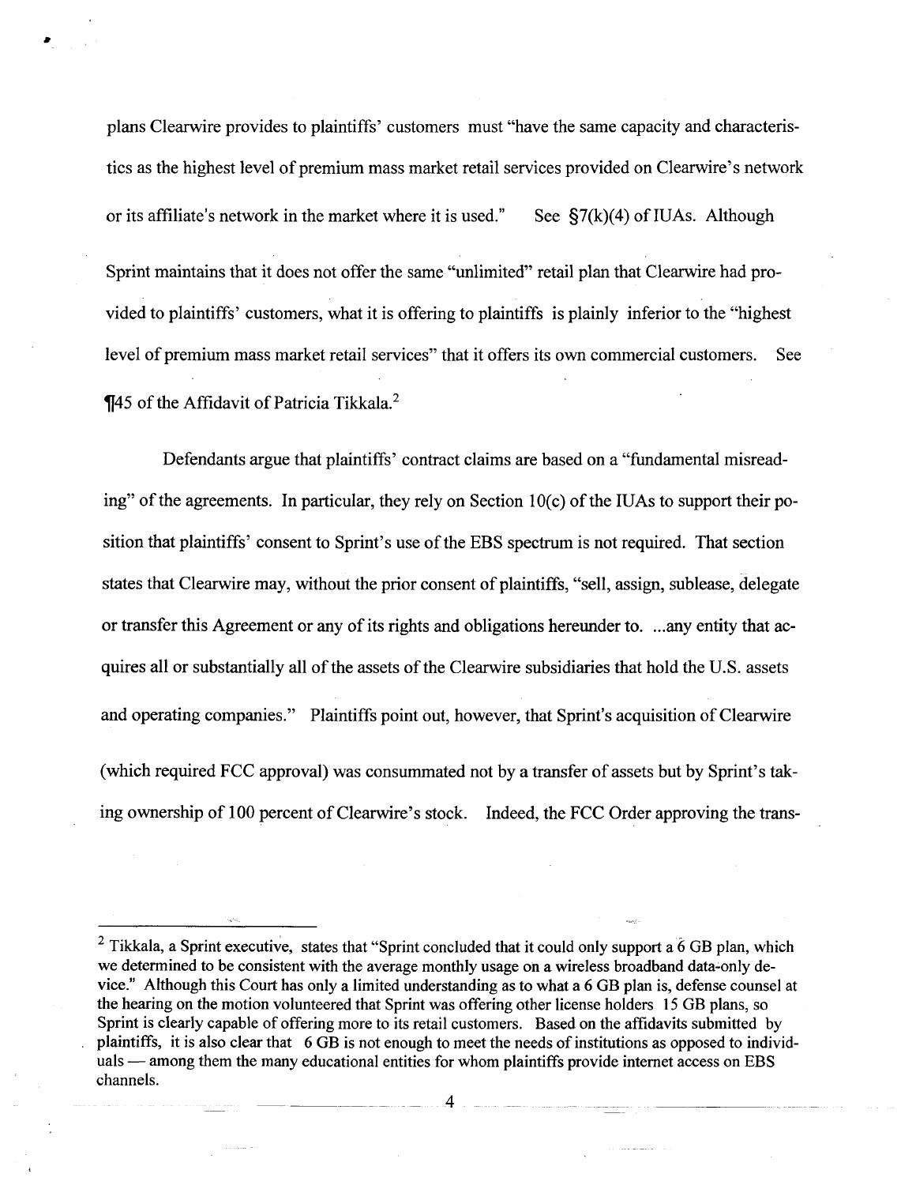plans Clearwire provides to plaintiffs' customers must "have the same capacity and characteristics as the highest level of premium mass market retail services provided on Clearwire's network or its affiliate's network in the market where it is used." See §7(k)(4) of IUAs. Although Sprint maintains that it does not offer the same "unlimited" retail plan that Clearwire had provided to plaintiffs' customers, what it is offering to plaintiffs is plainly inferior to the "highest level of premium mass market retail services" that it offers its own commercial customers. See ¶45 of the Affidavit of Patricia Tikkala.[2]

Defendants argue that plaintiffs' contract claims are based on a "fundamental misreading" of the agreements. In particular, they rely on Section 10(c) of the IUAs to support their position that plaintiffs' consent to Sprint's use of the EBS spectrum is not required. That section states that Clearwire may, without the prior consent of plaintiffs, "sell, assign, sublease, delegate or transfer this Agreement or any of its rights and obligations hereunder to. ...any entity that acquires all or substantially all of the assets of the Clearwire subsidiaries that hold the U.S. assets and operating companies." Plaintiffs point out, however, that Sprint's acquisition of Clearwire (which required FCC approval) was consummated not by a transfer of assets but by Sprint's taking ownership of 100 percent of Clearwire's stock. Indeed, the FCC Order approving the trans-

---

[2] Tikkala, a Sprint executive, states that "Sprint concluded that it could only support a 6 GB plan, which we determined to be consistent with the average monthly usage on a wireless broadband data-only device." Although this Court has only a limited understanding as to what a 6 GB plan is, defense counsel at the hearing on the motion volunteered that Sprint was offering other license holders 15 GB plans, so Sprint is clearly capable of offering more to its retail customers. Based on the affidavits submitted by plaintiffs, it is also clear that 6 GB is not enough to meet the needs of institutions as opposed to individuals — among them the many educational entities for whom plaintiffs provide internet access on EBS channels.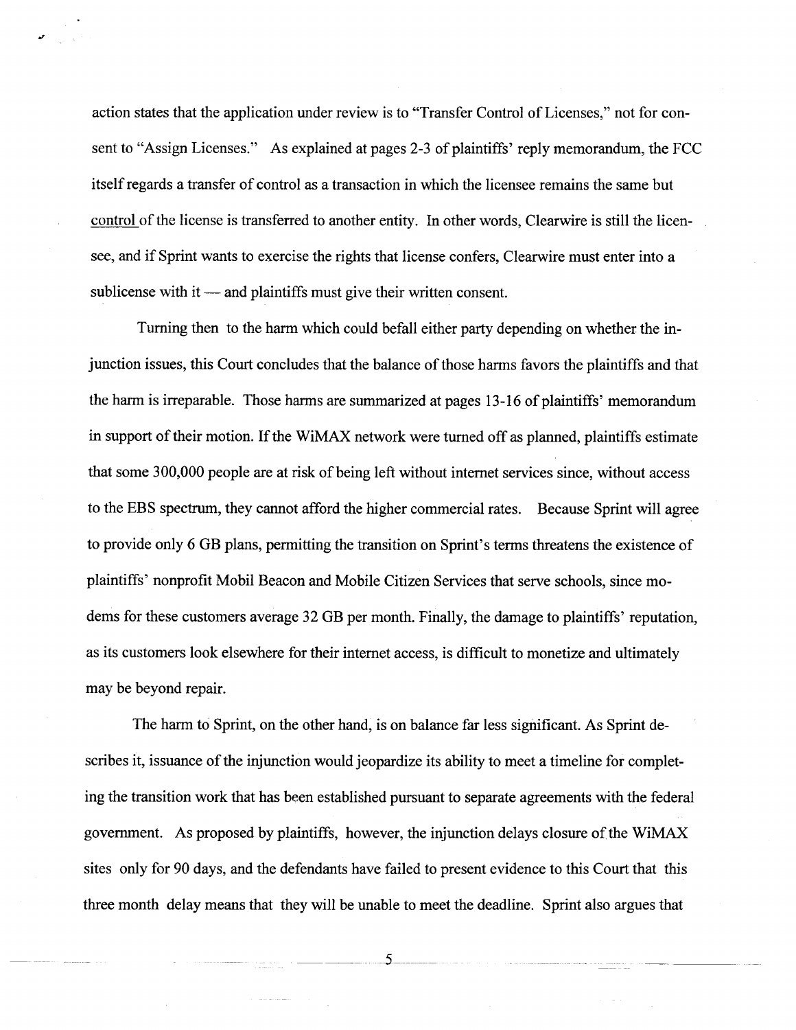action states that the application under review is to "Transfer Control of Licenses," not for consent to "Assign Licenses." As explained at pages 2-3 of plaintiffs' reply memorandum, the FCC itself regards a transfer of control as a transaction in which the licensee remains the same but control of the license is transferred to another entity. In other words, Clearwire is still the licensee, and if Sprint wants to exercise the rights that license confers, Clearwire must enter into a sublicense with it — and plaintiffs must give their written consent.

Turning then to the harm which could befall either party depending on whether the injunction issues, this Court concludes that the balance of those harms favors the plaintiffs and that the harm is irreparable. Those harms are summarized at pages 13-16 of plaintiffs' memorandum in support of their motion. If the WiMAX network were turned off as planned, plaintiffs estimate that some 300,000 people are at risk of being left without internet services since, without access to the EBS spectrum, they cannot afford the higher commercial rates. Because Sprint will agree to provide only 6 GB plans, permitting the transition on Sprint's terms threatens the existence of plaintiffs' nonprofit Mobil Beacon and Mobile Citizen Services that serve schools, since modems for these customers average 32 GB per month. Finally, the damage to plaintiffs' reputation, as its customers look elsewhere for their internet access, is difficult to monetize and ultimately may be beyond repair.

The harm to Sprint, on the other hand, is on balance far less significant. As Sprint describes it, issuance of the injunction would jeopardize its ability to meet a timeline for completing the transition work that has been established pursuant to separate agreements with the federal government. As proposed by plaintiffs, however, the injunction delays closure of the WiMAX sites only for 90 days, and the defendants have failed to present evidence to this Court that this three month delay means that they will be unable to meet the deadline. Sprint also argues that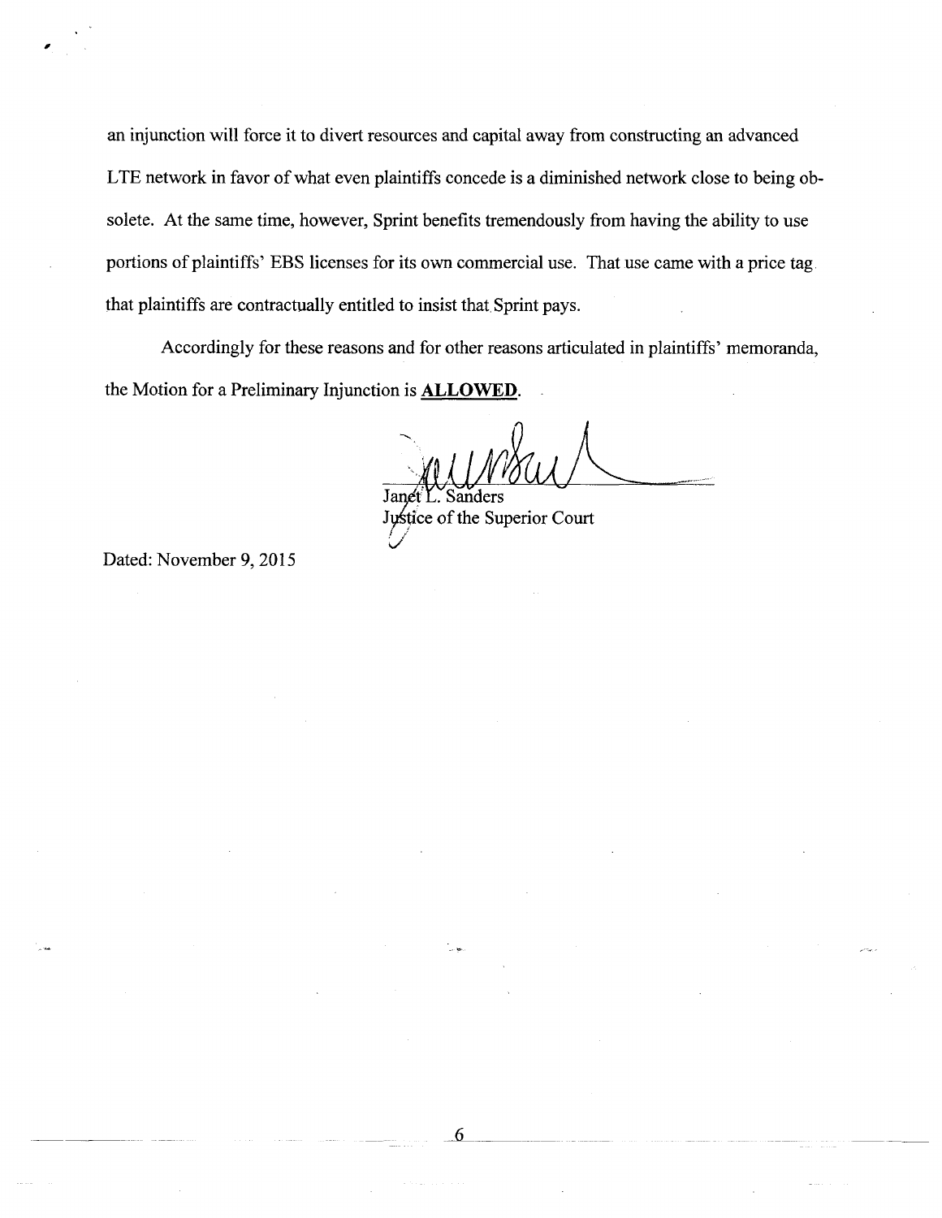an injunction will force it to divert resources and capital away from constructing an advanced LTE network in favor of what even plaintiffs concede is a diminished network close to being obsolete. At the same time, however, Sprint benefits tremendously from having the ability to use portions of plaintiffs' EBS licenses for its own commercial use. That use came with a price tag that plaintiffs are contractually entitled to insist that Sprint pays.

Accordingly for these reasons and for other reasons articulated in plaintiffs' memoranda, the Motion for a Preliminary Injunction is **ALLOWED**.

Janet L. Sanders
Justice of the Superior Court

Dated: November 9, 2015